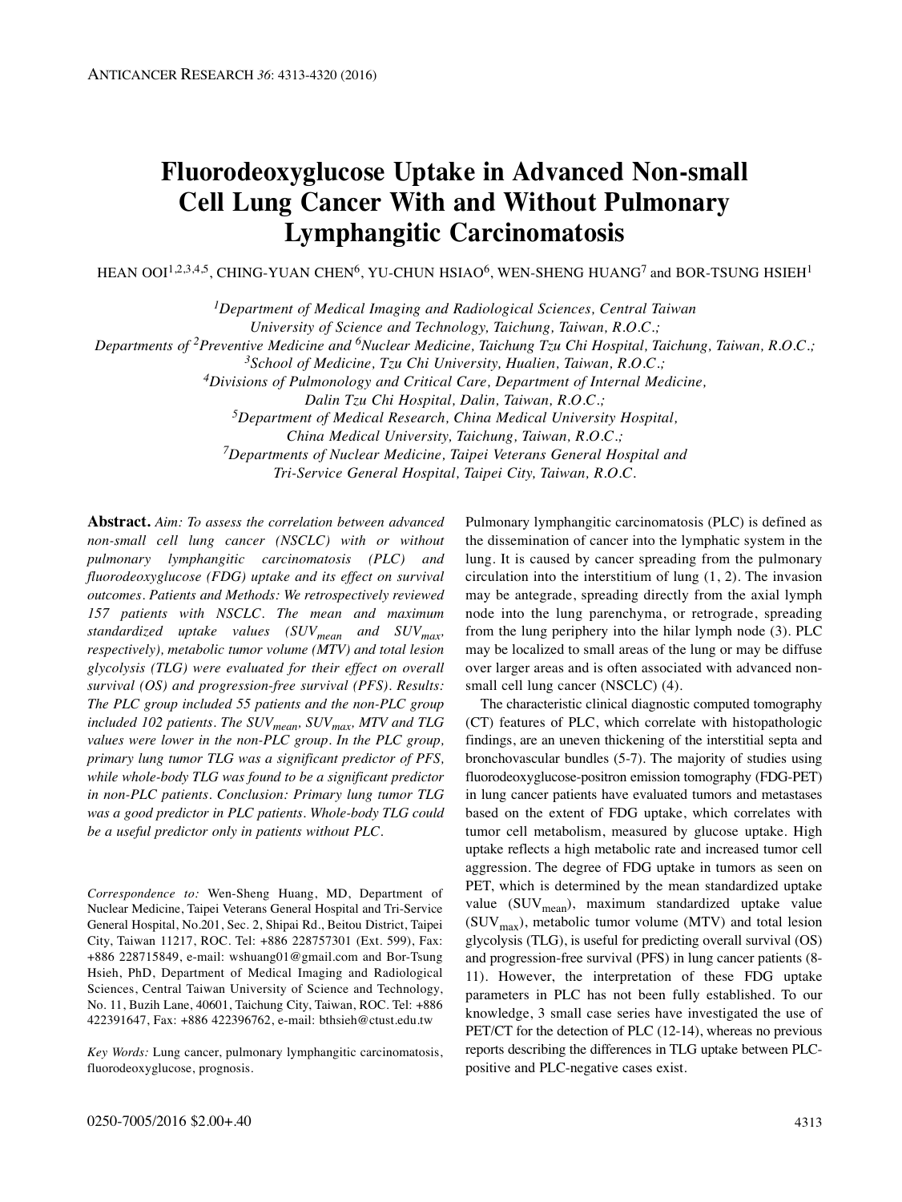# Fluorodeoxyglucose Uptake in Advanced Non-small Cell Lung Cancer With and Without Pulmonary Lymphangitic Carcinomatosis

HEAN OOI[1,2,3,4,5], CHING-YUAN CHEN[6], YU-CHUN HSIAO[6], WEN-SHENG HUANG[7] and BOR-TSUNG HSIEH[1]

*[1]Department of Medical Imaging and Radiological Sciences, Central Taiwan University of Science and Technology, Taichung, Taiwan, R.O.C.;*
*Departments of [2]Preventive Medicine and [6]Nuclear Medicine, Taichung Tzu Chi Hospital, Taichung, Taiwan, R.O.C.;*
*[3]School of Medicine, Tzu Chi University, Hualien, Taiwan, R.O.C.;*
*[4]Divisions of Pulmonology and Critical Care, Department of Internal Medicine, Dalin Tzu Chi Hospital, Dalin, Taiwan, R.O.C.;*
*[5]Department of Medical Research, China Medical University Hospital, China Medical University, Taichung, Taiwan, R.O.C.;*
*[7]Departments of Nuclear Medicine, Taipei Veterans General Hospital and Tri-Service General Hospital, Taipei City, Taiwan, R.O.C.*

**Abstract.** *Aim: To assess the correlation between advanced non-small cell lung cancer (NSCLC) with or without pulmonary lymphangitic carcinomatosis (PLC) and fluorodeoxyglucose (FDG) uptake and its effect on survival outcomes. Patients and Methods: We retrospectively reviewed 157 patients with NSCLC. The mean and maximum standardized uptake values ($SUV_{mean}$ and $SUV_{max}$, respectively), metabolic tumor volume (MTV) and total lesion glycolysis (TLG) were evaluated for their effect on overall survival (OS) and progression-free survival (PFS). Results: The PLC group included 55 patients and the non-PLC group included 102 patients. The $SUV_{mean}$, $SUV_{max}$, MTV and TLG values were lower in the non-PLC group. In the PLC group, primary lung tumor TLG was a significant predictor of PFS, while whole-body TLG was found to be a significant predictor in non-PLC patients. Conclusion: Primary lung tumor TLG was a good predictor in PLC patients. Whole-body TLG could be a useful predictor only in patients without PLC.*

*Correspondence to:* Wen-Sheng Huang, MD, Department of Nuclear Medicine, Taipei Veterans General Hospital and Tri-Service General Hospital, No.201, Sec. 2, Shipai Rd., Beitou District, Taipei City, Taiwan 11217, ROC. Tel: +886 228757301 (Ext. 599), Fax: +886 228715849, e-mail: wshuang01@gmail.com and Bor-Tsung Hsieh, PhD, Department of Medical Imaging and Radiological Sciences, Central Taiwan University of Science and Technology, No. 11, Buzih Lane, 40601, Taichung City, Taiwan, ROC. Tel: +886 422391647, Fax: +886 422396762, e-mail: bthsieh@ctust.edu.tw

*Key Words:* Lung cancer, pulmonary lymphangitic carcinomatosis, fluorodeoxyglucose, prognosis.

Pulmonary lymphangitic carcinomatosis (PLC) is defined as the dissemination of cancer into the lymphatic system in the lung. It is caused by cancer spreading from the pulmonary circulation into the interstitium of lung (1, 2). The invasion may be antegrade, spreading directly from the axial lymph node into the lung parenchyma, or retrograde, spreading from the lung periphery into the hilar lymph node (3). PLC may be localized to small areas of the lung or may be diffuse over larger areas and is often associated with advanced non-small cell lung cancer (NSCLC) (4).

The characteristic clinical diagnostic computed tomography (CT) features of PLC, which correlate with histopathologic findings, are an uneven thickening of the interstitial septa and bronchovascular bundles (5-7). The majority of studies using fluorodeoxyglucose-positron emission tomography (FDG-PET) in lung cancer patients have evaluated tumors and metastases based on the extent of FDG uptake, which correlates with tumor cell metabolism, measured by glucose uptake. High uptake reflects a high metabolic rate and increased tumor cell aggression. The degree of FDG uptake in tumors as seen on PET, which is determined by the mean standardized uptake value ($SUV_{mean}$), maximum standardized uptake value ($SUV_{max}$), metabolic tumor volume (MTV) and total lesion glycolysis (TLG), is useful for predicting overall survival (OS) and progression-free survival (PFS) in lung cancer patients (8-11). However, the interpretation of these FDG uptake parameters in PLC has not been fully established. To our knowledge, 3 small case series have investigated the use of PET/CT for the detection of PLC (12-14), whereas no previous reports describing the differences in TLG uptake between PLC-positive and PLC-negative cases exist.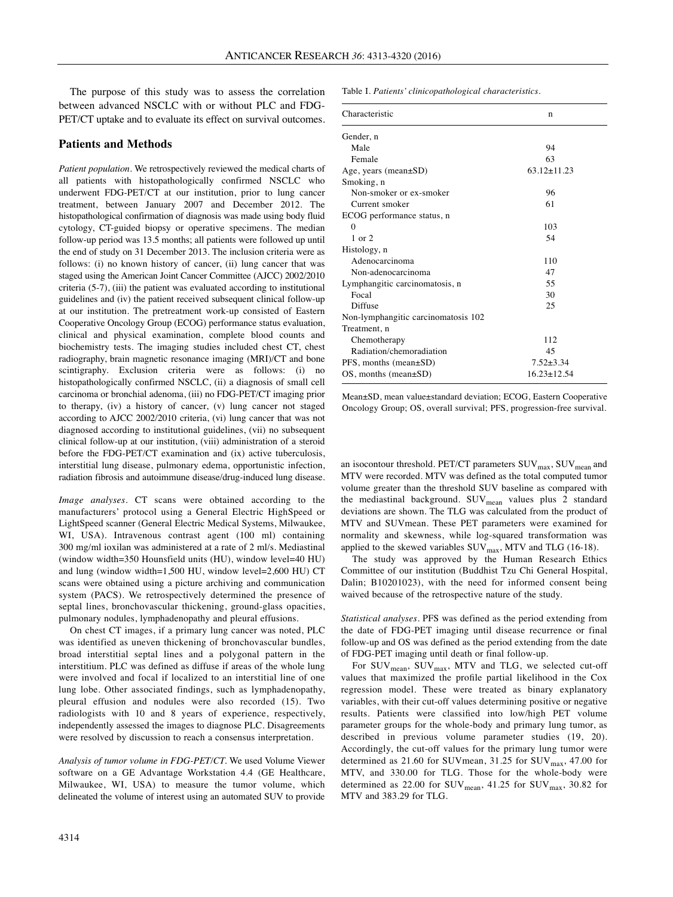The purpose of this study was to assess the correlation between advanced NSCLC with or without PLC and FDG-PET/CT uptake and to evaluate its effect on survival outcomes.

## Patients and Methods

*Patient population.* We retrospectively reviewed the medical charts of all patients with histopathologically confirmed NSCLC who underwent FDG-PET/CT at our institution, prior to lung cancer treatment, between January 2007 and December 2012. The histopathological confirmation of diagnosis was made using body fluid cytology, CT-guided biopsy or operative specimens. The median follow-up period was 13.5 months; all patients were followed up until the end of study on 31 December 2013. The inclusion criteria were as follows: (i) no known history of cancer, (ii) lung cancer that was staged using the American Joint Cancer Committee (AJCC) 2002/2010 criteria (5-7), (iii) the patient was evaluated according to institutional guidelines and (iv) the patient received subsequent clinical follow-up at our institution. The pretreatment work-up consisted of Eastern Cooperative Oncology Group (ECOG) performance status evaluation, clinical and physical examination, complete blood counts and biochemistry tests. The imaging studies included chest CT, chest radiography, brain magnetic resonance imaging (MRI)/CT and bone scintigraphy. Exclusion criteria were as follows: (i) no histopathologically confirmed NSCLC, (ii) a diagnosis of small cell carcinoma or bronchial adenoma, (iii) no FDG-PET/CT imaging prior to therapy, (iv) a history of cancer, (v) lung cancer not staged according to AJCC 2002/2010 criteria, (vi) lung cancer that was not diagnosed according to institutional guidelines, (vii) no subsequent clinical follow-up at our institution, (viii) administration of a steroid before the FDG-PET/CT examination and (ix) active tuberculosis, interstitial lung disease, pulmonary edema, opportunistic infection, radiation fibrosis and autoimmune disease/drug-induced lung disease.

*Image analyses.* CT scans were obtained according to the manufacturers' protocol using a General Electric HighSpeed or LightSpeed scanner (General Electric Medical Systems, Milwaukee, WI, USA). Intravenous contrast agent (100 ml) containing 300 mg/ml ioxilan was administered at a rate of 2 ml/s. Mediastinal (window width=350 Hounsfield units (HU), window level=40 HU) and lung (window width=1,500 HU, window level=2,600 HU) CT scans were obtained using a picture archiving and communication system (PACS). We retrospectively determined the presence of septal lines, bronchovascular thickening, ground-glass opacities, pulmonary nodules, lymphadenopathy and pleural effusions.

On chest CT images, if a primary lung cancer was noted, PLC was identified as uneven thickening of bronchovascular bundles, broad interstitial septal lines and a polygonal pattern in the interstitium. PLC was defined as diffuse if areas of the whole lung were involved and focal if localized to an interstitial line of one lung lobe. Other associated findings, such as lymphadenopathy, pleural effusion and nodules were also recorded (15). Two radiologists with 10 and 8 years of experience, respectively, independently assessed the images to diagnose PLC. Disagreements were resolved by discussion to reach a consensus interpretation.

*Analysis of tumor volume in FDG-PET/CT.* We used Volume Viewer software on a GE Advantage Workstation 4.4 (GE Healthcare, Milwaukee, WI, USA) to measure the tumor volume, which delineated the volume of interest using an automated SUV to provide an isocontour threshold. PET/CT parameters $SUV_{max}$, $SUV_{mean}$ and MTV were recorded. MTV was defined as the total computed tumor volume greater than the threshold SUV baseline as compared with the mediastinal background. $SUV_{mean}$ values plus 2 standard deviations are shown. The TLG was calculated from the product of MTV and SUVmean. These PET parameters were examined for normality and skewness, while log-squared transformation was applied to the skewed variables $SUV_{max}$, MTV and TLG (16-18).

The study was approved by the Human Research Ethics Committee of our institution (Buddhist Tzu Chi General Hospital, Dalin; B10201023), with the need for informed consent being waived because of the retrospective nature of the study.

*Statistical analyses.* PFS was defined as the period extending from the date of FDG-PET imaging until disease recurrence or final follow-up and OS was defined as the period extending from the date of FDG-PET imaging until death or final follow-up.

For $SUV_{mean}$, $SUV_{max}$, MTV and TLG, we selected cut-off values that maximized the profile partial likelihood in the Cox regression model. These were treated as binary explanatory variables, with their cut-off values determining positive or negative results. Patients were classified into low/high PET volume parameter groups for the whole-body and primary lung tumor, as described in previous volume parameter studies (19, 20). Accordingly, the cut-off values for the primary lung tumor were determined as 21.60 for SUVmean, 31.25 for $SUV_{max}$, 47.00 for MTV, and 330.00 for TLG. Those for the whole-body were determined as 22.00 for $SUV_{mean}$, 41.25 for $SUV_{max}$, 30.82 for MTV and 383.29 for TLG.

Table I. *Patients' clinicopathological characteristics.*

| Characteristic | n |
|---|---|
| Gender, n | |
| Male | 94 |
| Female | 63 |
| Age, years (mean±SD) | 63.12±11.23 |
| Smoking, n | |
| Non-smoker or ex-smoker | 96 |
| Current smoker | 61 |
| ECOG performance status, n | |
| 0 | 103 |
| 1 or 2 | 54 |
| Histology, n | |
| Adenocarcinoma | 110 |
| Non-adenocarcinoma | 47 |
| Lymphangitic carcinomatosis, n | 55 |
| Focal | 30 |
| Diffuse | 25 |
| Non-lymphangitic carcinomatosis | 102 |
| Treatment, n | |
| Chemotherapy | 112 |
| Radiation/chemoradiation | 45 |
| PFS, months (mean±SD) | 7.52±3.34 |
| OS, months (mean±SD) | 16.23±12.54 |

Mean±SD, mean value±standard deviation; ECOG, Eastern Cooperative Oncology Group; OS, overall survival; PFS, progression-free survival.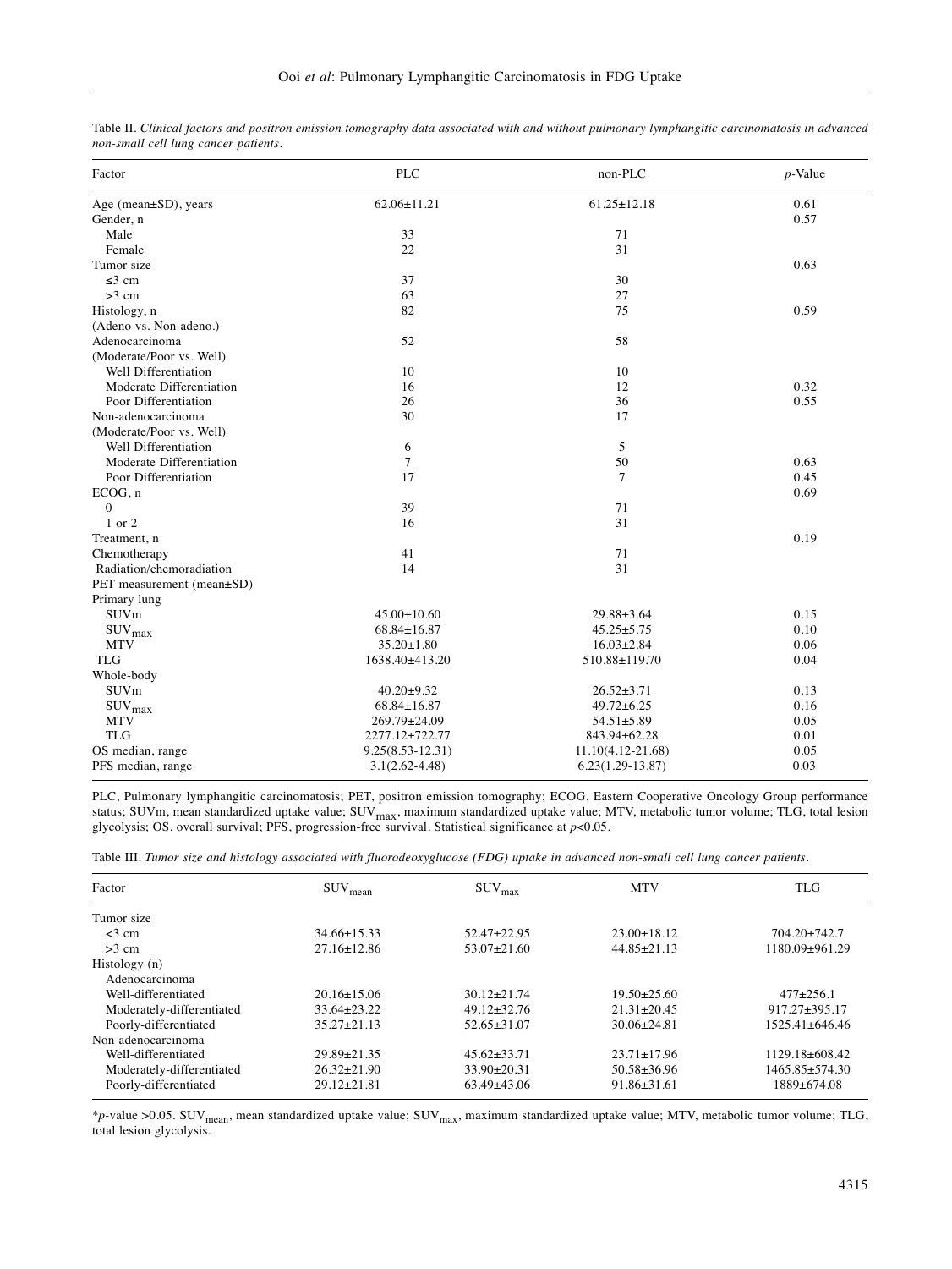Table II. *Clinical factors and positron emission tomography data associated with and without pulmonary lymphangitic carcinomatosis in advanced non-small cell lung cancer patients.*

| Factor | PLC | non-PLC | $p$-Value |
|---|---|---|---|
| Age (mean±SD), years | 62.06±11.21 | 61.25±12.18 | 0.61 |
| Gender, n | | | 0.57 |
| Male | 33 | 71 | |
| Female | 22 | 31 | |
| Tumor size | | | 0.63 |
| ≤3 cm | 37 | 30 | |
| >3 cm | 63 | 27 | |
| Histology, n | 82 | 75 | 0.59 |
| (Adeno vs. Non-adeno.) | | | |
| Adenocarcinoma | 52 | 58 | |
| (Moderate/Poor vs. Well) | | | |
| Well Differentiation | 10 | 10 | |
| Moderate Differentiation | 16 | 12 | 0.32 |
| Poor Differentiation | 26 | 36 | 0.55 |
| Non-adenocarcinoma | 30 | 17 | |
| (Moderate/Poor vs. Well) | | | |
| Well Differentiation | 6 | 5 | |
| Moderate Differentiation | 7 | 50 | 0.63 |
| Poor Differentiation | 17 | 7 | 0.45 |
| ECOG, n | | | 0.69 |
| 0 | 39 | 71 | |
| 1 or 2 | 16 | 31 | |
| Treatment, n | | | 0.19 |
| Chemotherapy | 41 | 71 | |
| Radiation/chemoradiation | 14 | 31 | |
| PET measurement (mean±SD) | | | |
| Primary lung | | | |
| SUVm | 45.00±10.60 | 29.88±3.64 | 0.15 |
| $SUV_{max}$ | 68.84±16.87 | 45.25±5.75 | 0.10 |
| MTV | 35.20±1.80 | 16.03±2.84 | 0.06 |
| TLG | 1638.40±413.20 | 510.88±119.70 | 0.04 |
| Whole-body | | | |
| SUVm | 40.20±9.32 | 26.52±3.71 | 0.13 |
| $SUV_{max}$ | 68.84±16.87 | 49.72±6.25 | 0.16 |
| MTV | 269.79±24.09 | 54.51±5.89 | 0.05 |
| TLG | 2277.12±722.77 | 843.94±62.28 | 0.01 |
| OS median, range | 9.25(8.53-12.31) | 11.10(4.12-21.68) | 0.05 |
| PFS median, range | 3.1(2.62-4.48) | 6.23(1.29-13.87) | 0.03 |

PLC, Pulmonary lymphangitic carcinomatosis; PET, positron emission tomography; ECOG, Eastern Cooperative Oncology Group performance status; SUVm, mean standardized uptake value; $SUV_{max}$, maximum standardized uptake value; MTV, metabolic tumor volume; TLG, total lesion glycolysis; OS, overall survival; PFS, progression-free survival. Statistical significance at $p<0.05$.

Table III. *Tumor size and histology associated with fluorodeoxyglucose (FDG) uptake in advanced non-small cell lung cancer patients.*

| Factor | $SUV_{mean}$ | $SUV_{max}$ | MTV | TLG |
|---|---|---|---|---|
| Tumor size | | | | |
| <3 cm | 34.66±15.33 | 52.47±22.95 | 23.00±18.12 | 704.20±742.7 |
| >3 cm | 27.16±12.86 | 53.07±21.60 | 44.85±21.13 | 1180.09±961.29 |
| Histology (n) | | | | |
| Adenocarcinoma | | | | |
| Well-differentiated | 20.16±15.06 | 30.12±21.74 | 19.50±25.60 | 477±256.1 |
| Moderately-differentiated | 33.64±23.22 | 49.12±32.76 | 21.31±20.45 | 917.27±395.17 |
| Poorly-differentiated | 35.27±21.13 | 52.65±31.07 | 30.06±24.81 | 1525.41±646.46 |
| Non-adenocarcinoma | | | | |
| Well-differentiated | 29.89±21.35 | 45.62±33.71 | 23.71±17.96 | 1129.18±608.42 |
| Moderately-differentiated | 26.32±21.90 | 33.90±20.31 | 50.58±36.96 | 1465.85±574.30 |
| Poorly-differentiated | 29.12±21.81 | 63.49±43.06 | 91.86±31.61 | 1889±674.08 |

*$p$-value >0.05. $SUV_{mean}$, mean standardized uptake value; $SUV_{max}$, maximum standardized uptake value; MTV, metabolic tumor volume; TLG, total lesion glycolysis.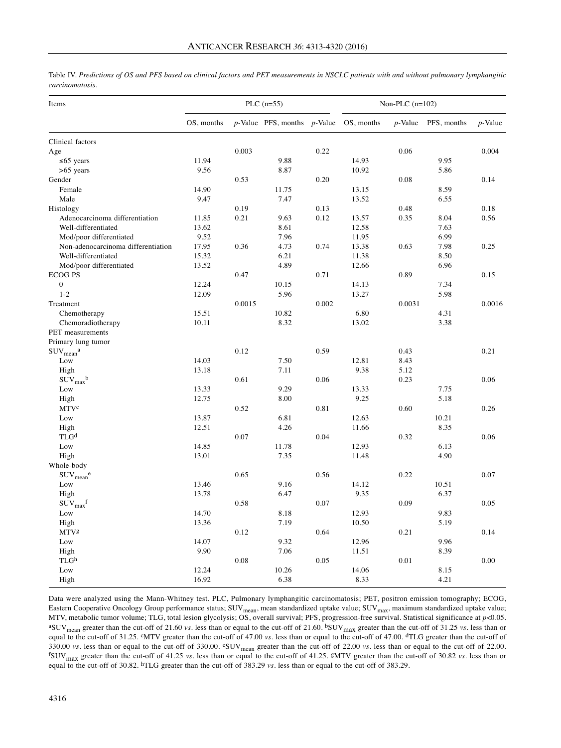Table IV. *Predictions of OS and PFS based on clinical factors and PET measurements in NSCLC patients with and without pulmonary lymphangitic carcinomatosis*.

| Items | PLC (n=55) | | | | Non-PLC (n=102) | | | |
|---|---|---|---|---|---|---|---|---|
| | OS, months | *p*-Value | PFS, months | *p*-Value | OS, months | *p*-Value | PFS, months | *p*-Value |
| Clinical factors | | | | | | | | |
| Age | | 0.003 | | 0.22 | | 0.06 | | 0.004 |
| ≤65 years | 11.94 | | 9.88 | | 14.93 | | 9.95 | |
| >65 years | 9.56 | | 8.87 | | 10.92 | | 5.86 | |
| Gender | | 0.53 | | 0.20 | | 0.08 | | 0.14 |
| Female | 14.90 | | 11.75 | | 13.15 | | 8.59 | |
| Male | 9.47 | | 7.47 | | 13.52 | | 6.55 | |
| Histology | | 0.19 | | 0.13 | | 0.48 | | 0.18 |
| Adenocarcinoma differentiation | 11.85 | 0.21 | 9.63 | 0.12 | 13.57 | 0.35 | 8.04 | 0.56 |
| Well-differentiated | 13.62 | | 8.61 | | 12.58 | | 7.63 | |
| Mod/poor differentiated | 9.52 | | 7.96 | | 11.95 | | 6.99 | |
| Non-adenocarcinoma differentiation | 17.95 | 0.36 | 4.73 | 0.74 | 13.38 | 0.63 | 7.98 | 0.25 |
| Well-differentiated | 15.32 | | 6.21 | | 11.38 | | 8.50 | |
| Mod/poor differentiated | 13.52 | | 4.89 | | 12.66 | | 6.96 | |
| ECOG PS | | 0.47 | | 0.71 | | 0.89 | | 0.15 |
| 0 | 12.24 | | 10.15 | | 14.13 | | 7.34 | |
| 1-2 | 12.09 | | 5.96 | | 13.27 | | 5.98 | |
| Treatment | | 0.0015 | | 0.002 | | 0.0031 | | 0.0016 |
| Chemotherapy | 15.51 | | 10.82 | | 6.80 | | 4.31 | |
| Chemoradiotherapy | 10.11 | | 8.32 | | 13.02 | | 3.38 | |
| PET measurements | | | | | | | | |
| Primary lung tumor | | | | | | | | |
| $SUV_{mean}$[a] | | 0.12 | | 0.59 | | 0.43 | | 0.21 |
| Low | 14.03 | | 7.50 | | 12.81 | 8.43 | | |
| High | 13.18 | | 7.11 | | 9.38 | 5.12 | | |
| $SUV_{max}$[b] | | 0.61 | | 0.06 | | 0.23 | | 0.06 |
| Low | 13.33 | | 9.29 | | 13.33 | | 7.75 | |
| High | 12.75 | | 8.00 | | 9.25 | | 5.18 | |
| MTV[c] | | 0.52 | | 0.81 | | 0.60 | | 0.26 |
| Low | 13.87 | | 6.81 | | 12.63 | | 10.21 | |
| High | 12.51 | | 4.26 | | 11.66 | | 8.35 | |
| TLG[d] | | 0.07 | | 0.04 | | 0.32 | | 0.06 |
| Low | 14.85 | | 11.78 | | 12.93 | | 6.13 | |
| High | 13.01 | | 7.35 | | 11.48 | | 4.90 | |
| Whole-body | | | | | | | | |
| $SUV_{mean}$[e] | | 0.65 | | 0.56 | | 0.22 | | 0.07 |
| Low | 13.46 | | 9.16 | | 14.12 | | 10.51 | |
| High | 13.78 | | 6.47 | | 9.35 | | 6.37 | |
| $SUV_{max}$[f] | | 0.58 | | 0.07 | | 0.09 | | 0.05 |
| Low | 14.70 | | 8.18 | | 12.93 | | 9.83 | |
| High | 13.36 | | 7.19 | | 10.50 | | 5.19 | |
| MTV[g] | | 0.12 | | 0.64 | | 0.21 | | 0.14 |
| Low | 14.07 | | 9.32 | | 12.96 | | 9.96 | |
| High | 9.90 | | 7.06 | | 11.51 | | 8.39 | |
| TLG[h] | | 0.08 | | 0.05 | | 0.01 | | 0.00 |
| Low | 12.24 | | 10.26 | | 14.06 | | 8.15 | |
| High | 16.92 | | 6.38 | | 8.33 | | 4.21 | |

Data were analyzed using the Mann-Whitney test. PLC, Pulmonary lymphangitic carcinomatosis; PET, positron emission tomography; ECOG, Eastern Cooperative Oncology Group performance status; $SUV_{mean}$, mean standardized uptake value; $SUV_{max}$, maximum standardized uptake value; MTV, metabolic tumor volume; TLG, total lesion glycolysis; OS, overall survival; PFS, progression-free survival. Statistical significance at $p<0.05$. [a]$SUV_{mean}$ greater than the cut-off of 21.60 *vs*. less than or equal to the cut-off of 21.60. [b]$SUV_{max}$ greater than the cut-off of 31.25 *vs*. less than or equal to the cut-off of 31.25. [c]MTV greater than the cut-off of 47.00 *vs*. less than or equal to the cut-off of 47.00. [d]TLG greater than the cut-off of 330.00 *vs*. less than or equal to the cut-off of 330.00. [e]$SUV_{mean}$ greater than the cut-off of 22.00 *vs*. less than or equal to the cut-off of 22.00. [f]$SUV_{max}$ greater than the cut-off of 41.25 *vs*. less than or equal to the cut-off of 41.25. [g]MTV greater than the cut-off of 30.82 *vs*. less than or equal to the cut-off of 30.82. [h]TLG greater than the cut-off of 383.29 *vs*. less than or equal to the cut-off of 383.29.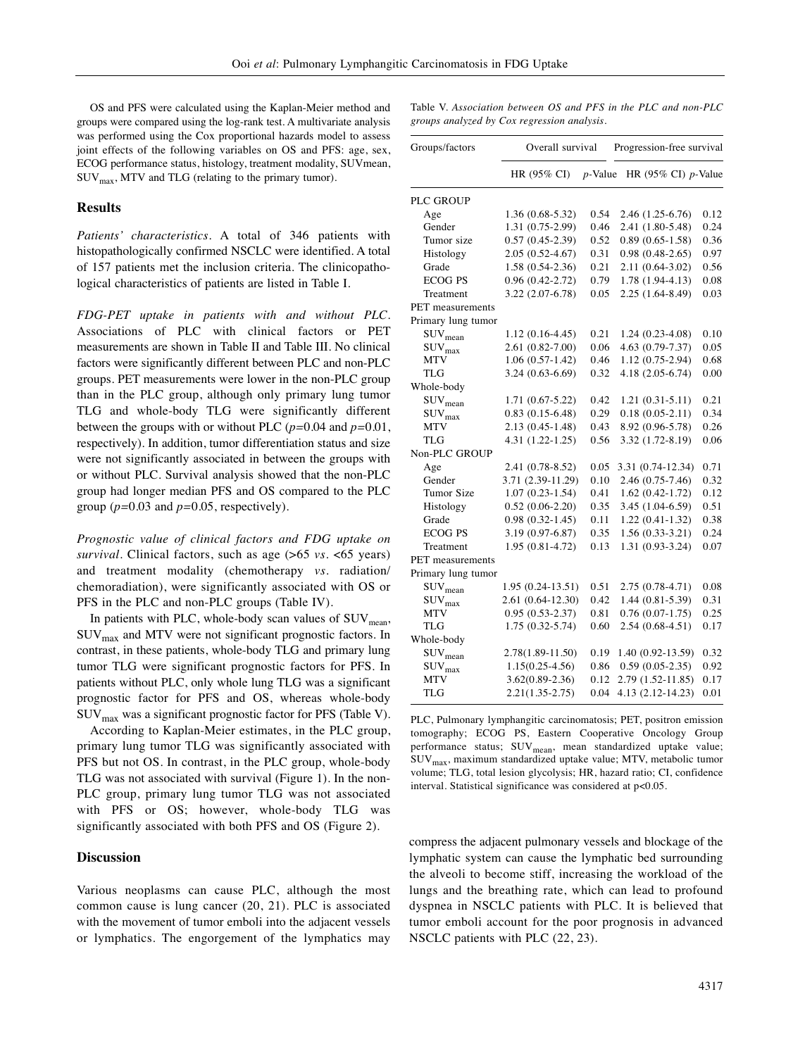OS and PFS were calculated using the Kaplan-Meier method and groups were compared using the log-rank test. A multivariate analysis was performed using the Cox proportional hazards model to assess joint effects of the following variables on OS and PFS: age, sex, ECOG performance status, histology, treatment modality, SUVmean, $SUV_{max}$, MTV and TLG (relating to the primary tumor).

## Results

*Patients' characteristics.* A total of 346 patients with histopathologically confirmed NSCLC were identified. A total of 157 patients met the inclusion criteria. The clinicopathological characteristics of patients are listed in Table I.

*FDG-PET uptake in patients with and without PLC.* Associations of PLC with clinical factors or PET measurements are shown in Table II and Table III. No clinical factors were significantly different between PLC and non-PLC groups. PET measurements were lower in the non-PLC group than in the PLC group, although only primary lung tumor TLG and whole-body TLG were significantly different between the groups with or without PLC ($p$=0.04 and $p$=0.01, respectively). In addition, tumor differentiation status and size were not significantly associated in between the groups with or without PLC. Survival analysis showed that the non-PLC group had longer median PFS and OS compared to the PLC group ($p$=0.03 and $p$=0.05, respectively).

*Prognostic value of clinical factors and FDG uptake on survival.* Clinical factors, such as age (>65 *vs.* <65 years) and treatment modality (chemotherapy *vs.* radiation/chemoradiation), were significantly associated with OS or PFS in the PLC and non-PLC groups (Table IV).

In patients with PLC, whole-body scan values of $SUV_{mean}$, $SUV_{max}$ and MTV were not significant prognostic factors. In contrast, in these patients, whole-body TLG and primary lung tumor TLG were significant prognostic factors for PFS. In patients without PLC, only whole lung TLG was a significant prognostic factor for PFS and OS, whereas whole-body $SUV_{max}$ was a significant prognostic factor for PFS (Table V).

According to Kaplan-Meier estimates, in the PLC group, primary lung tumor TLG was significantly associated with PFS but not OS. In contrast, in the PLC group, whole-body TLG was not associated with survival (Figure 1). In the non-PLC group, primary lung tumor TLG was not associated with PFS or OS; however, whole-body TLG was significantly associated with both PFS and OS (Figure 2).

Table V. *Association between OS and PFS in the PLC and non-PLC groups analyzed by Cox regression analysis.*

| Groups/factors | Overall survival | | Progression-free survival | |
|---|---|---|---|---|
| | HR (95% CI) | $p$-Value | HR (95% CI) | $p$-Value |
| PLC GROUP | | | | |
| Age | 1.36 (0.68-5.32) | 0.54 | 2.46 (1.25-6.76) | 0.12 |
| Gender | 1.31 (0.75-2.99) | 0.46 | 2.41 (1.80-5.48) | 0.24 |
| Tumor size | 0.57 (0.45-2.39) | 0.52 | 0.89 (0.65-1.58) | 0.36 |
| Histology | 2.05 (0.52-4.67) | 0.31 | 0.98 (0.48-2.65) | 0.97 |
| Grade | 1.58 (0.54-2.36) | 0.21 | 2.11 (0.64-3.02) | 0.56 |
| ECOG PS | 0.96 (0.42-2.72) | 0.79 | 1.78 (1.94-4.13) | 0.08 |
| Treatment | 3.22 (2.07-6.78) | 0.05 | 2.25 (1.64-8.49) | 0.03 |
| PET measurements | | | | |
| Primary lung tumor | | | | |
| $SUV_{mean}$ | 1.12 (0.16-4.45) | 0.21 | 1.24 (0.23-4.08) | 0.10 |
| $SUV_{max}$ | 2.61 (0.82-7.00) | 0.06 | 4.63 (0.79-7.37) | 0.05 |
| MTV | 1.06 (0.57-1.42) | 0.46 | 1.12 (0.75-2.94) | 0.68 |
| TLG | 3.24 (0.63-6.69) | 0.32 | 4.18 (2.05-6.74) | 0.00 |
| Whole-body | | | | |
| $SUV_{mean}$ | 1.71 (0.67-5.22) | 0.42 | 1.21 (0.31-5.11) | 0.21 |
| $SUV_{max}$ | 0.83 (0.15-6.48) | 0.29 | 0.18 (0.05-2.11) | 0.34 |
| MTV | 2.13 (0.45-1.48) | 0.43 | 8.92 (0.96-5.78) | 0.26 |
| TLG | 4.31 (1.22-1.25) | 0.56 | 3.32 (1.72-8.19) | 0.06 |
| Non-PLC GROUP | | | | |
| Age | 2.41 (0.78-8.52) | 0.05 | 3.31 (0.74-12.34) | 0.71 |
| Gender | 3.71 (2.39-11.29) | 0.10 | 2.46 (0.75-7.46) | 0.32 |
| Tumor Size | 1.07 (0.23-1.54) | 0.41 | 1.62 (0.42-1.72) | 0.12 |
| Histology | 0.52 (0.06-2.20) | 0.35 | 3.45 (1.04-6.59) | 0.51 |
| Grade | 0.98 (0.32-1.45) | 0.11 | 1.22 (0.41-1.32) | 0.38 |
| ECOG PS | 3.19 (0.97-6.87) | 0.35 | 1.56 (0.33-3.21) | 0.24 |
| Treatment | 1.95 (0.81-4.72) | 0.13 | 1.31 (0.93-3.24) | 0.07 |
| PET measurements | | | | |
| Primary lung tumor | | | | |
| $SUV_{mean}$ | 1.95 (0.24-13.51) | 0.51 | 2.75 (0.78-4.71) | 0.08 |
| $SUV_{max}$ | 2.61 (0.64-12.30) | 0.42 | 1.44 (0.81-5.39) | 0.31 |
| MTV | 0.95 (0.53-2.37) | 0.81 | 0.76 (0.07-1.75) | 0.25 |
| TLG | 1.75 (0.32-5.74) | 0.60 | 2.54 (0.68-4.51) | 0.17 |
| Whole-body | | | | |
| $SUV_{mean}$ | 2.78(1.89-11.50) | 0.19 | 1.40 (0.92-13.59) | 0.32 |
| $SUV_{max}$ | 1.15(0.25-4.56) | 0.86 | 0.59 (0.05-2.35) | 0.92 |
| MTV | 3.62(0.89-2.36) | 0.12 | 2.79 (1.52-11.85) | 0.17 |
| TLG | 2.21(1.35-2.75) | 0.04 | 4.13 (2.12-14.23) | 0.01 |

PLC, Pulmonary lymphangitic carcinomatosis; PET, positron emission tomography; ECOG PS, Eastern Cooperative Oncology Group performance status; $SUV_{mean}$, mean standardized uptake value; $SUV_{max}$, maximum standardized uptake value; MTV, metabolic tumor volume; TLG, total lesion glycolysis; HR, hazard ratio; CI, confidence interval. Statistical significance was considered at p<0.05.

## Discussion

Various neoplasms can cause PLC, although the most common cause is lung cancer (20, 21). PLC is associated with the movement of tumor emboli into the adjacent vessels or lymphatics. The engorgement of the lymphatics may compress the adjacent pulmonary vessels and blockage of the lymphatic system can cause the lymphatic bed surrounding the alveoli to become stiff, increasing the workload of the lungs and the breathing rate, which can lead to profound dyspnea in NSCLC patients with PLC. It is believed that tumor emboli account for the poor prognosis in advanced NSCLC patients with PLC (22, 23).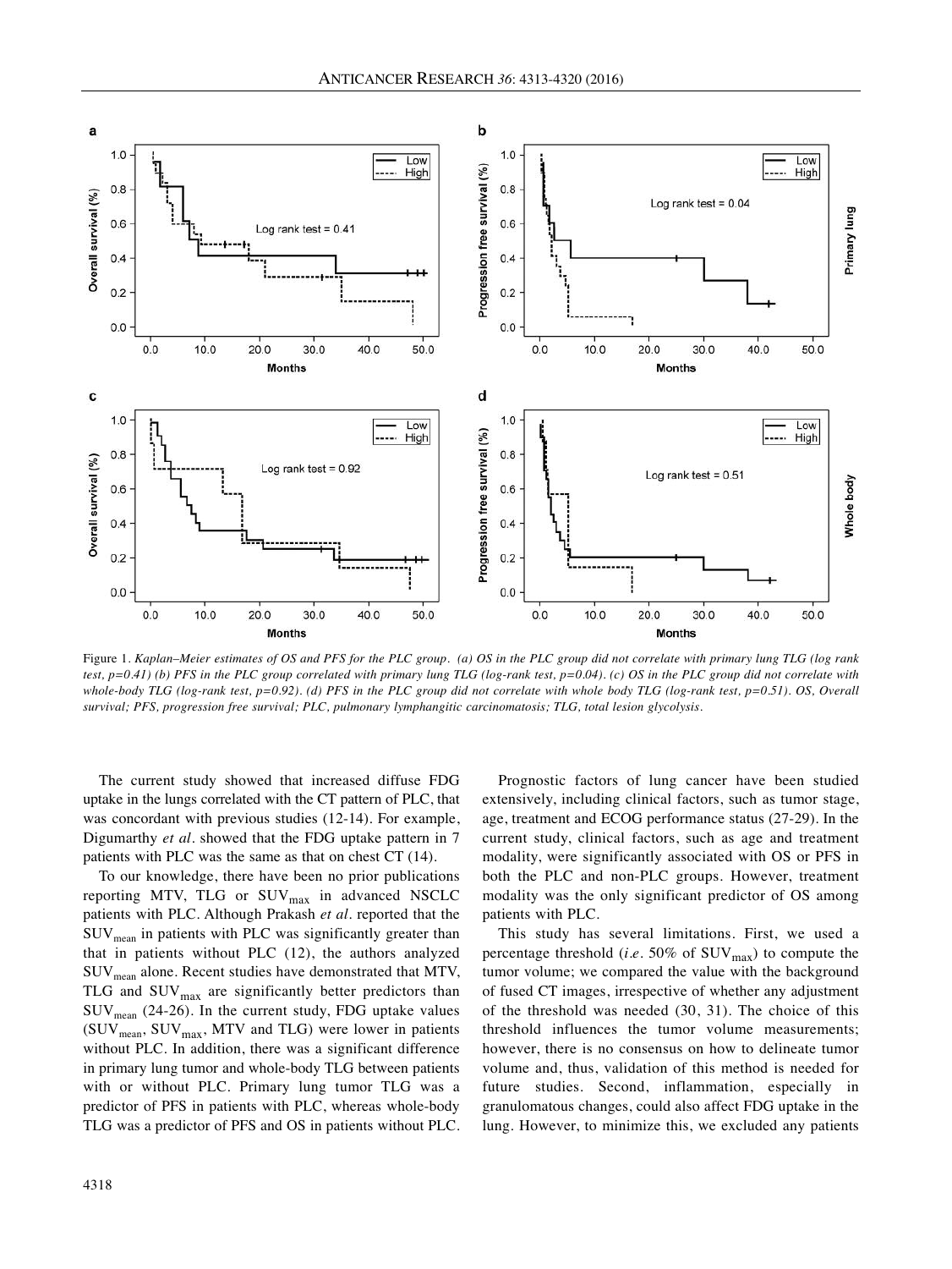Figure 1. *Kaplan–Meier estimates of OS and PFS for the PLC group. (a) OS in the PLC group did not correlate with primary lung TLG (log rank test, p=0.41) (b) PFS in the PLC group correlated with primary lung TLG (log-rank test, p=0.04). (c) OS in the PLC group did not correlate with whole-body TLG (log-rank test, p=0.92). (d) PFS in the PLC group did not correlate with whole body TLG (log-rank test, p=0.51). OS, Overall survival; PFS, progression free survival; PLC, pulmonary lymphangitic carcinomatosis; TLG, total lesion glycolysis.*

The current study showed that increased diffuse FDG uptake in the lungs correlated with the CT pattern of PLC, that was concordant with previous studies (12-14). For example, Digumarthy *et al*. showed that the FDG uptake pattern in 7 patients with PLC was the same as that on chest CT (14).

To our knowledge, there have been no prior publications reporting MTV, TLG or $SUV_{max}$ in advanced NSCLC patients with PLC. Although Prakash *et al*. reported that the $SUV_{mean}$ in patients with PLC was significantly greater than that in patients without PLC (12), the authors analyzed $SUV_{mean}$ alone. Recent studies have demonstrated that MTV, TLG and $SUV_{max}$ are significantly better predictors than $SUV_{mean}$ (24-26). In the current study, FDG uptake values ($SUV_{mean}$, $SUV_{max}$, MTV and TLG) were lower in patients without PLC. In addition, there was a significant difference in primary lung tumor and whole-body TLG between patients with or without PLC. Primary lung tumor TLG was a predictor of PFS in patients with PLC, whereas whole-body TLG was a predictor of PFS and OS in patients without PLC.

Prognostic factors of lung cancer have been studied extensively, including clinical factors, such as tumor stage, age, treatment and ECOG performance status (27-29). In the current study, clinical factors, such as age and treatment modality, were significantly associated with OS or PFS in both the PLC and non-PLC groups. However, treatment modality was the only significant predictor of OS among patients with PLC.

This study has several limitations. First, we used a percentage threshold (*i.e*. 50% of $SUV_{max}$) to compute the tumor volume; we compared the value with the background of fused CT images, irrespective of whether any adjustment of the threshold was needed (30, 31). The choice of this threshold influences the tumor volume measurements; however, there is no consensus on how to delineate tumor volume and, thus, validation of this method is needed for future studies. Second, inflammation, especially in granulomatous changes, could also affect FDG uptake in the lung. However, to minimize this, we excluded any patients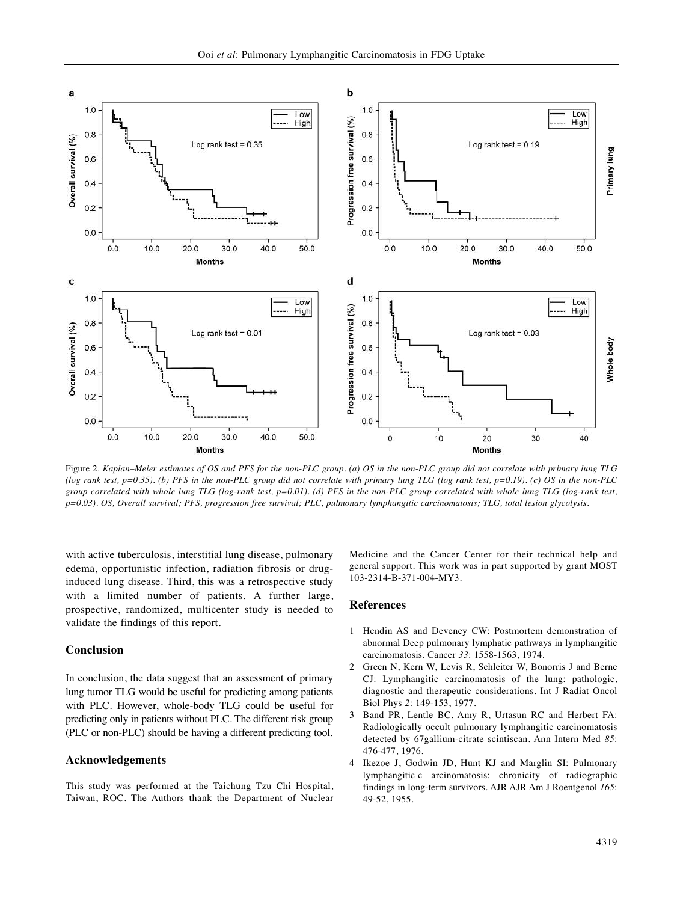Figure 2. *Kaplan–Meier estimates of OS and PFS for the non-PLC group. (a) OS in the non-PLC group did not correlate with primary lung TLG (log rank test, p=0.35). (b) PFS in the non-PLC group did not correlate with primary lung TLG (log rank test, p=0.19). (c) OS in the non-PLC group correlated with whole lung TLG (log-rank test, p=0.01). (d) PFS in the non-PLC group correlated with whole lung TLG (log-rank test, p=0.03). OS, Overall survival; PFS, progression free survival; PLC, pulmonary lymphangitic carcinomatosis; TLG, total lesion glycolysis.*

with active tuberculosis, interstitial lung disease, pulmonary edema, opportunistic infection, radiation fibrosis or drug-induced lung disease. Third, this was a retrospective study with a limited number of patients. A further large, prospective, randomized, multicenter study is needed to validate the findings of this report.

## Conclusion

In conclusion, the data suggest that an assessment of primary lung tumor TLG would be useful for predicting among patients with PLC. However, whole-body TLG could be useful for predicting only in patients without PLC. The different risk group (PLC or non-PLC) should be having a different predicting tool.

## Acknowledgements

This study was performed at the Taichung Tzu Chi Hospital, Taiwan, ROC. The Authors thank the Department of Nuclear Medicine and the Cancer Center for their technical help and general support. This work was in part supported by grant MOST 103-2314-B-371-004-MY3.

## References

1. Hendin AS and Deveney CW: Postmortem demonstration of abnormal Deep pulmonary lymphatic pathways in lymphangitic carcinomatosis. Cancer *33*: 1558-1563, 1974.
2. Green N, Kern W, Levis R, Schleiter W, Bonorris J and Berne CJ: Lymphangitic carcinomatosis of the lung: pathologic, diagnostic and therapeutic considerations. Int J Radiat Oncol Biol Phys *2*: 149-153, 1977.
3. Band PR, Lentle BC, Amy R, Urtasun RC and Herbert FA: Radiologically occult pulmonary lymphangitic carcinomatosis detected by 67gallium-citrate scintiscan. Ann Intern Med *85*: 476-477, 1976.
4. Ikezoe J, Godwin JD, Hunt KJ and Marglin SI: Pulmonary lymphangitic c arcinomatosis: chronicity of radiographic findings in long-term survivors. AJR AJR Am J Roentgenol *165*: 49-52, 1955.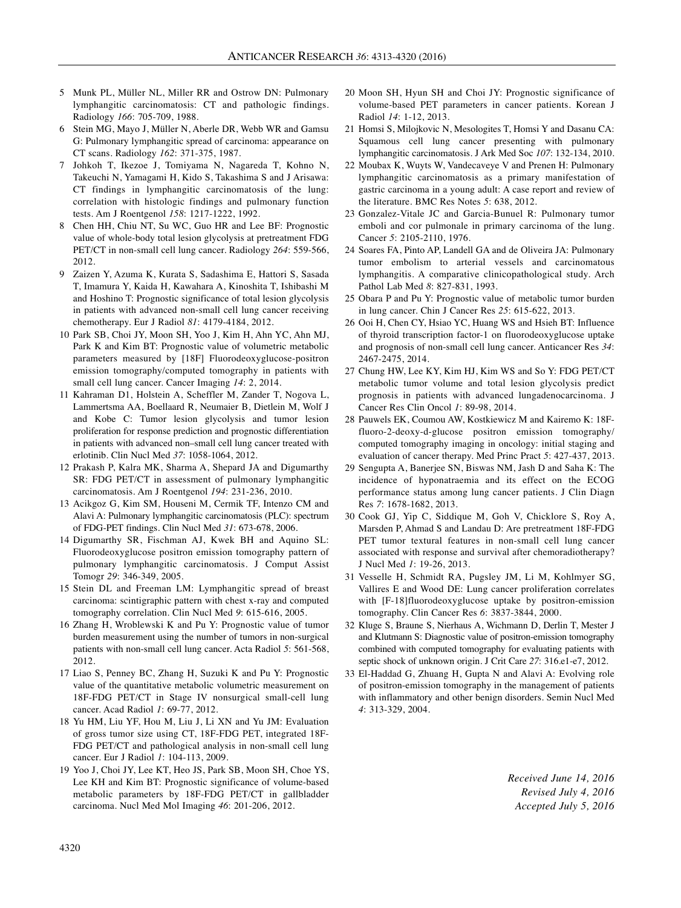5 Munk PL, Müller NL, Miller RR and Ostrow DN: Pulmonary lymphangitic carcinomatosis: CT and pathologic findings. Radiology *166*: 705-709, 1988.

6 Stein MG, Mayo J, Müller N, Aberle DR, Webb WR and Gamsu G: Pulmonary lymphangitic spread of carcinoma: appearance on CT scans. Radiology *162*: 371-375, 1987.

7 Johkoh T, Ikezoe J, Tomiyama N, Nagareda T, Kohno N, Takeuchi N, Yamagami H, Kido S, Takashima S and J Arisawa: CT findings in lymphangitic carcinomatosis of the lung: correlation with histologic findings and pulmonary function tests. Am J Roentgenol *158*: 1217-1222, 1992.

8 Chen HH, Chiu NT, Su WC, Guo HR and Lee BF: Prognostic value of whole-body total lesion glycolysis at pretreatment FDG PET/CT in non-small cell lung cancer. Radiology *264*: 559-566, 2012.

9 Zaizen Y, Azuma K, Kurata S, Sadashima E, Hattori S, Sasada T, Imamura Y, Kaida H, Kawahara A, Kinoshita T, Ishibashi M and Hoshino T: Prognostic significance of total lesion glycolysis in patients with advanced non-small cell lung cancer receiving chemotherapy. Eur J Radiol *81*: 4179-4184, 2012.

10 Park SB, Choi JY, Moon SH, Yoo J, Kim H, Ahn YC, Ahn MJ, Park K and Kim BT: Prognostic value of volumetric metabolic parameters measured by [18F] Fluorodeoxyglucose-positron emission tomography/computed tomography in patients with small cell lung cancer. Cancer Imaging *14*: 2, 2014.

11 Kahraman D1, Holstein A, Scheffler M, Zander T, Nogova L, Lammertsma AA, Boellaard R, Neumaier B, Dietlein M, Wolf J and Kobe C: Tumor lesion glycolysis and tumor lesion proliferation for response prediction and prognostic differentiation in patients with advanced non–small cell lung cancer treated with erlotinib. Clin Nucl Med *37*: 1058-1064, 2012.

12 Prakash P, Kalra MK, Sharma A, Shepard JA and Digumarthy SR: FDG PET/CT in assessment of pulmonary lymphangitic carcinomatosis. Am J Roentgenol *194*: 231-236, 2010.

13 Acikgoz G, Kim SM, Houseni M, Cermik TF, Intenzo CM and Alavi A: Pulmonary lymphangitic carcinomatosis (PLC): spectrum of FDG-PET findings. Clin Nucl Med *31*: 673-678, 2006.

14 Digumarthy SR, Fischman AJ, Kwek BH and Aquino SL: Fluorodeoxyglucose positron emission tomography pattern of pulmonary lymphangitic carcinomatosis. J Comput Assist Tomogr *29*: 346-349, 2005.

15 Stein DL and Freeman LM: Lymphangitic spread of breast carcinoma: scintigraphic pattern with chest x-ray and computed tomography correlation. Clin Nucl Med *9*: 615-616, 2005.

16 Zhang H, Wroblewski K and Pu Y: Prognostic value of tumor burden measurement using the number of tumors in non-surgical patients with non-small cell lung cancer. Acta Radiol *5*: 561-568, 2012.

17 Liao S, Penney BC, Zhang H, Suzuki K and Pu Y: Prognostic value of the quantitative metabolic volumetric measurement on 18F-FDG PET/CT in Stage IV nonsurgical small-cell lung cancer. Acad Radiol *1*: 69-77, 2012.

18 Yu HM, Liu YF, Hou M, Liu J, Li XN and Yu JM: Evaluation of gross tumor size using CT, 18F-FDG PET, integrated 18F-FDG PET/CT and pathological analysis in non-small cell lung cancer. Eur J Radiol *1*: 104-113, 2009.

19 Yoo J, Choi JY, Lee KT, Heo JS, Park SB, Moon SH, Choe YS, Lee KH and Kim BT: Prognostic significance of volume-based metabolic parameters by 18F-FDG PET/CT in gallbladder carcinoma. Nucl Med Mol Imaging *46*: 201-206, 2012.

20 Moon SH, Hyun SH and Choi JY: Prognostic significance of volume-based PET parameters in cancer patients. Korean J Radiol *14*: 1-12, 2013.

21 Homsi S, Milojkovic N, Mesologites T, Homsi Y and Dasanu CA: Squamous cell lung cancer presenting with pulmonary lymphangitic carcinomatosis. J Ark Med Soc *107*: 132-134, 2010.

22 Moubax K, Wuyts W, Vandecaveye V and Prenen H: Pulmonary lymphangitic carcinomatosis as a primary manifestation of gastric carcinoma in a young adult: A case report and review of the literature. BMC Res Notes *5*: 638, 2012.

23 Gonzalez-Vitale JC and Garcia-Bunuel R: Pulmonary tumor emboli and cor pulmonale in primary carcinoma of the lung. Cancer *5*: 2105-2110, 1976.

24 Soares FA, Pinto AP, Landell GA and de Oliveira JA: Pulmonary tumor embolism to arterial vessels and carcinomatous lymphangitis. A comparative clinicopathological study. Arch Pathol Lab Med *8*: 827-831, 1993.

25 Obara P and Pu Y: Prognostic value of metabolic tumor burden in lung cancer. Chin J Cancer Res *25*: 615-622, 2013.

26 Ooi H, Chen CY, Hsiao YC, Huang WS and Hsieh BT: Influence of thyroid transcription factor-1 on fluorodeoxyglucose uptake and prognosis of non-small cell lung cancer. Anticancer Res *34*: 2467-2475, 2014.

27 Chung HW, Lee KY, Kim HJ, Kim WS and So Y: FDG PET/CT metabolic tumor volume and total lesion glycolysis predict prognosis in patients with advanced lungadenocarcinoma. J Cancer Res Clin Oncol *1*: 89-98, 2014.

28 Pauwels EK, Coumou AW, Kostkiewicz M and Kairemo K: 18F-fluoro-2-deoxy-d-glucose positron emission tomography/ computed tomography imaging in oncology: initial staging and evaluation of cancer therapy. Med Princ Pract *5*: 427-437, 2013.

29 Sengupta A, Banerjee SN, Biswas NM, Jash D and Saha K: The incidence of hyponatraemia and its effect on the ECOG performance status among lung cancer patients. J Clin Diagn Res *7*: 1678-1682, 2013.

30 Cook GJ, Yip C, Siddique M, Goh V, Chicklore S, Roy A, Marsden P, Ahmad S and Landau D: Are pretreatment 18F-FDG PET tumor textural features in non-small cell lung cancer associated with response and survival after chemoradiotherapy? J Nucl Med *1*: 19-26, 2013.

31 Vesselle H, Schmidt RA, Pugsley JM, Li M, Kohlmyer SG, Vallires E and Wood DE: Lung cancer proliferation correlates with [F-18]fluorodeoxyglucose uptake by positron-emission tomography. Clin Cancer Res *6*: 3837-3844, 2000.

32 Kluge S, Braune S, Nierhaus A, Wichmann D, Derlin T, Mester J and Klutmann S: Diagnostic value of positron-emission tomography combined with computed tomography for evaluating patients with septic shock of unknown origin. J Crit Care *27*: 316.e1-e7, 2012.

33 El-Haddad G, Zhuang H, Gupta N and Alavi A: Evolving role of positron-emission tomography in the management of patients with inflammatory and other benign disorders. Semin Nucl Med *4*: 313-329, 2004.

*Received June 14, 2016*
*Revised July 4, 2016*
*Accepted July 5, 2016*